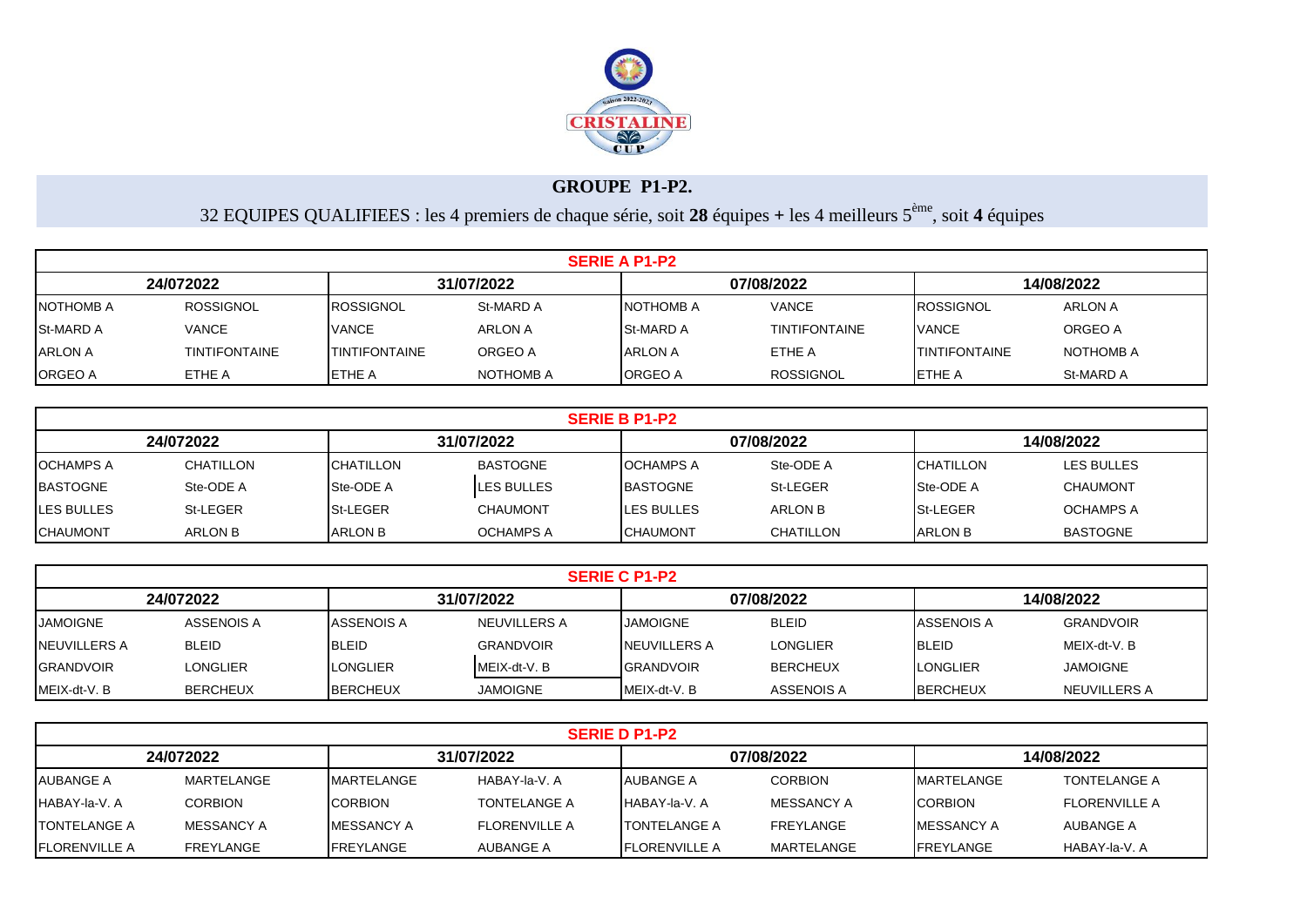## GROUPE P1-P2.

32 EQUIPES QUALIFIEES : les 4 premiers de chaque série, soit **28** équipes + les 4 meilleurs 5$^{ème}$, soit **4** équipes

| SERIE A P1-P2 | | | | | | | |
|---|---|---|---|---|---|---|---|
| 24/072022 | | 31/07/2022 | | 07/08/2022 | | 14/08/2022 | |
| NOTHOMB A | ROSSIGNOL | ROSSIGNOL | St-MARD A | NOTHOMB A | VANCE | ROSSIGNOL | ARLON A |
| St-MARD A | VANCE | VANCE | ARLON A | St-MARD A | TINTIFONTAINE | VANCE | ORGEO A |
| ARLON A | TINTIFONTAINE | TINTIFONTAINE | ORGEO A | ARLON A | ETHE A | TINTIFONTAINE | NOTHOMB A |
| ORGEO A | ETHE A | ETHE A | NOTHOMB A | ORGEO A | ROSSIGNOL | ETHE A | St-MARD A |

| SERIE B P1-P2 | | | | | | | |
|---|---|---|---|---|---|---|---|
| 24/072022 | | 31/07/2022 | | 07/08/2022 | | 14/08/2022 | |
| OCHAMPS A | CHATILLON | CHATILLON | BASTOGNE | OCHAMPS A | Ste-ODE A | CHATILLON | LES BULLES |
| BASTOGNE | Ste-ODE A | Ste-ODE A | LES BULLES | BASTOGNE | St-LEGER | Ste-ODE A | CHAUMONT |
| LES BULLES | St-LEGER | St-LEGER | CHAUMONT | LES BULLES | ARLON B | St-LEGER | OCHAMPS A |
| CHAUMONT | ARLON B | ARLON B | OCHAMPS A | CHAUMONT | CHATILLON | ARLON B | BASTOGNE |

| SERIE C P1-P2 | | | | | | | |
|---|---|---|---|---|---|---|---|
| 24/072022 | | 31/07/2022 | | 07/08/2022 | | 14/08/2022 | |
| JAMOIGNE | ASSENOIS A | ASSENOIS A | NEUVILLERS A | JAMOIGNE | BLEID | ASSENOIS A | GRANDVOIR |
| NEUVILLERS A | BLEID | BLEID | GRANDVOIR | NEUVILLERS A | LONGLIER | BLEID | MEIX-dt-V. B |
| GRANDVOIR | LONGLIER | LONGLIER | MEIX-dt-V. B | GRANDVOIR | BERCHEUX | LONGLIER | JAMOIGNE |
| MEIX-dt-V. B | BERCHEUX | BERCHEUX | JAMOIGNE | MEIX-dt-V. B | ASSENOIS A | BERCHEUX | NEUVILLERS A |

| SERIE D P1-P2 | | | | | | | |
|---|---|---|---|---|---|---|---|
| 24/072022 | | 31/07/2022 | | 07/08/2022 | | 14/08/2022 | |
| AUBANGE A | MARTELANGE | MARTELANGE | HABAY-la-V. A | AUBANGE A | CORBION | MARTELANGE | TONTELANGE A |
| HABAY-la-V. A | CORBION | CORBION | TONTELANGE A | HABAY-la-V. A | MESSANCY A | CORBION | FLORENVILLE A |
| TONTELANGE A | MESSANCY A | MESSANCY A | FLORENVILLE A | TONTELANGE A | FREYLANGE | MESSANCY A | AUBANGE A |
| FLORENVILLE A | FREYLANGE | FREYLANGE | AUBANGE A | FLORENVILLE A | MARTELANGE | FREYLANGE | HABAY-la-V. A |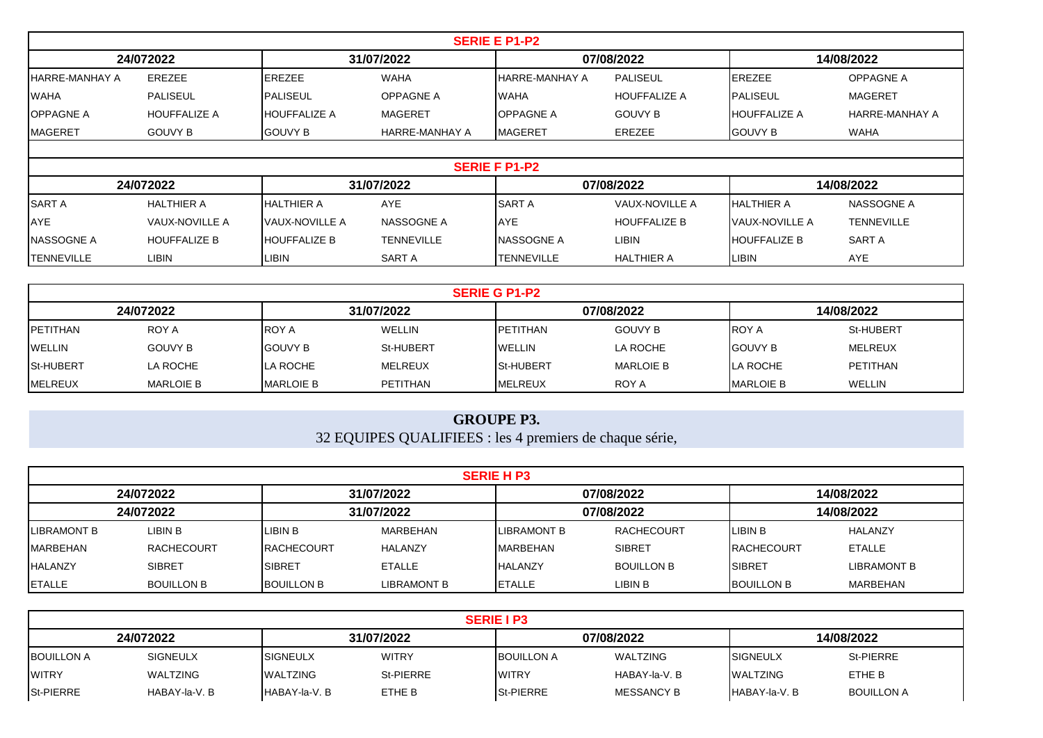| SERIE E P1-P2 | | | | | | | |
|---|---|---|---|---|---|---|---|
| 24/072022 | | 31/07/2022 | | 07/08/2022 | | 14/08/2022 | |
| HARRE-MANHAY A | EREZEE | EREZEE | WAHA | HARRE-MANHAY A | PALISEUL | EREZEE | OPPAGNE A |
| WAHA | PALISEUL | PALISEUL | OPPAGNE A | WAHA | HOUFFALIZE A | PALISEUL | MAGERET |
| OPPAGNE A | HOUFFALIZE A | HOUFFALIZE A | MAGERET | OPPAGNE A | GOUVY B | HOUFFALIZE A | HARRE-MANHAY A |
| MAGERET | GOUVY B | GOUVY B | HARRE-MANHAY A | MAGERET | EREZEE | GOUVY B | WAHA |

| SERIE F P1-P2 | | | | | | | |
|---|---|---|---|---|---|---|---|
| 24/072022 | | 31/07/2022 | | 07/08/2022 | | 14/08/2022 | |
| SART A | HALTHIER A | HALTHIER A | AYE | SART A | VAUX-NOVILLE A | HALTHIER A | NASSOGNE A |
| AYE | VAUX-NOVILLE A | VAUX-NOVILLE A | NASSOGNE A | AYE | HOUFFALIZE B | VAUX-NOVILLE A | TENNEVILLE |
| NASSOGNE A | HOUFFALIZE B | HOUFFALIZE B | TENNEVILLE | NASSOGNE A | LIBIN | HOUFFALIZE B | SART A |
| TENNEVILLE | LIBIN | LIBIN | SART A | TENNEVILLE | HALTHIER A | LIBIN | AYE |

| SERIE G P1-P2 | | | | | | | |
|---|---|---|---|---|---|---|---|
| 24/072022 | | 31/07/2022 | | 07/08/2022 | | 14/08/2022 | |
| PETITHAN | ROY A | ROY A | WELLIN | PETITHAN | GOUVY B | ROY A | St-HUBERT |
| WELLIN | GOUVY B | GOUVY B | St-HUBERT | WELLIN | LA ROCHE | GOUVY B | MELREUX |
| St-HUBERT | LA ROCHE | LA ROCHE | MELREUX | St-HUBERT | MARLOIE B | LA ROCHE | PETITHAN |
| MELREUX | MARLOIE B | MARLOIE B | PETITHAN | MELREUX | ROY A | MARLOIE B | WELLIN |

## GROUPE P3.

32 EQUIPES QUALIFIEES : les 4 premiers de chaque série,

| SERIE H P3 | | | | | | | |
|---|---|---|---|---|---|---|---|
| 24/072022 | | 31/07/2022 | | 07/08/2022 | | 14/08/2022 | |
| 24/072022 | | 31/07/2022 | | 07/08/2022 | | 14/08/2022 | |
| LIBRAMONT B | LIBIN B | LIBIN B | MARBEHAN | LIBRAMONT B | RACHECOURT | LIBIN B | HALANZY |
| MARBEHAN | RACHECOURT | RACHECOURT | HALANZY | MARBEHAN | SIBRET | RACHECOURT | ETALLE |
| HALANZY | SIBRET | SIBRET | ETALLE | HALANZY | BOUILLON B | SIBRET | LIBRAMONT B |
| ETALLE | BOUILLON B | BOUILLON B | LIBRAMONT B | ETALLE | LIBIN B | BOUILLON B | MARBEHAN |

| SERIE I P3 | | | | | | | |
|---|---|---|---|---|---|---|---|
| 24/072022 | | 31/07/2022 | | 07/08/2022 | | 14/08/2022 | |
| BOUILLON A | SIGNEULX | SIGNEULX | WITRY | BOUILLON A | WALTZING | SIGNEULX | St-PIERRE |
| WITRY | WALTZING | WALTZING | St-PIERRE | WITRY | HABAY-la-V. B | WALTZING | ETHE B |
| St-PIERRE | HABAY-la-V. B | HABAY-la-V. B | ETHE B | St-PIERRE | MESSANCY B | HABAY-la-V. B | BOUILLON A |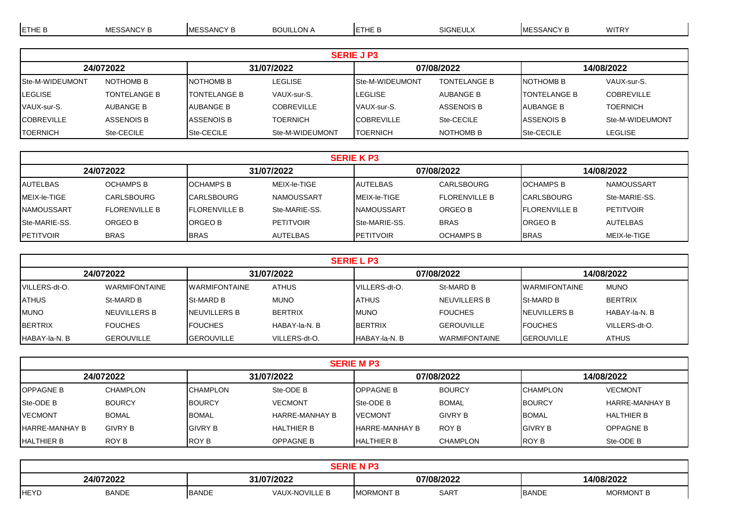| ETHE B | MESSANCY B | MESSANCY B | BOUILLON A | ETHE B | SIGNEULX | MESSANCY B | WITRY |
|---|---|---|---|---|---|---|---|

| SERIE J P3 | | | | | | | |
|---|---|---|---|---|---|---|---|
| 24/072022 | | 31/07/2022 | | 07/08/2022 | | 14/08/2022 | |
| Ste-M-WIDEUMONT | NOTHOMB B | NOTHOMB B | LEGLISE | Ste-M-WIDEUMONT | TONTELANGE B | NOTHOMB B | VAUX-sur-S. |
| LEGLISE | TONTELANGE B | TONTELANGE B | VAUX-sur-S. | LEGLISE | AUBANGE B | TONTELANGE B | COBREVILLE |
| VAUX-sur-S. | AUBANGE B | AUBANGE B | COBREVILLE | VAUX-sur-S. | ASSENOIS B | AUBANGE B | TOERNICH |
| COBREVILLE | ASSENOIS B | ASSENOIS B | TOERNICH | COBREVILLE | Ste-CECILE | ASSENOIS B | Ste-M-WIDEUMONT |
| TOERNICH | Ste-CECILE | Ste-CECILE | Ste-M-WIDEUMONT | TOERNICH | NOTHOMB B | Ste-CECILE | LEGLISE |

| SERIE K P3 | | | | | | | |
|---|---|---|---|---|---|---|---|
| 24/072022 | | 31/07/2022 | | 07/08/2022 | | 14/08/2022 | |
| AUTELBAS | OCHAMPS B | OCHAMPS B | MEIX-le-TIGE | AUTELBAS | CARLSBOURG | OCHAMPS B | NAMOUSSART |
| MEIX-le-TIGE | CARLSBOURG | CARLSBOURG | NAMOUSSART | MEIX-le-TIGE | FLORENVILLE B | CARLSBOURG | Ste-MARIE-SS. |
| NAMOUSSART | FLORENVILLE B | FLORENVILLE B | Ste-MARIE-SS. | NAMOUSSART | ORGEO B | FLORENVILLE B | PETITVOIR |
| Ste-MARIE-SS. | ORGEO B | ORGEO B | PETITVOIR | Ste-MARIE-SS. | BRAS | ORGEO B | AUTELBAS |
| PETITVOIR | BRAS | BRAS | AUTELBAS | PETITVOIR | OCHAMPS B | BRAS | MEIX-le-TIGE |

| SERIE L P3 | | | | | | | |
|---|---|---|---|---|---|---|---|
| 24/072022 | | 31/07/2022 | | 07/08/2022 | | 14/08/2022 | |
| VILLERS-dt-O. | WARMIFONTAINE | WARMIFONTAINE | ATHUS | VILLERS-dt-O. | St-MARD B | WARMIFONTAINE | MUNO |
| ATHUS | St-MARD B | St-MARD B | MUNO | ATHUS | NEUVILLERS B | St-MARD B | BERTRIX |
| MUNO | NEUVILLERS B | NEUVILLERS B | BERTRIX | MUNO | FOUCHES | NEUVILLERS B | HABAY-la-N. B |
| BERTRIX | FOUCHES | FOUCHES | HABAY-la-N. B | BERTRIX | GEROUVILLE | FOUCHES | VILLERS-dt-O. |
| HABAY-la-N. B | GEROUVILLE | GEROUVILLE | VILLERS-dt-O. | HABAY-la-N. B | WARMIFONTAINE | GEROUVILLE | ATHUS |

| SERIE M P3 | | | | | | | |
|---|---|---|---|---|---|---|---|
| 24/072022 | | 31/07/2022 | | 07/08/2022 | | 14/08/2022 | |
| OPPAGNE B | CHAMPLON | CHAMPLON | Ste-ODE B | OPPAGNE B | BOURCY | CHAMPLON | VECMONT |
| Ste-ODE B | BOURCY | BOURCY | VECMONT | Ste-ODE B | BOMAL | BOURCY | HARRE-MANHAY B |
| VECMONT | BOMAL | BOMAL | HARRE-MANHAY B | VECMONT | GIVRY B | BOMAL | HALTHIER B |
| HARRE-MANHAY B | GIVRY B | GIVRY B | HALTHIER B | HARRE-MANHAY B | ROY B | GIVRY B | OPPAGNE B |
| HALTHIER B | ROY B | ROY B | OPPAGNE B | HALTHIER B | CHAMPLON | ROY B | Ste-ODE B |

| SERIE N P3 | | | | | | | |
|---|---|---|---|---|---|---|---|
| 24/072022 | | 31/07/2022 | | 07/08/2022 | | 14/08/2022 | |
| HEYD | BANDE | BANDE | VAUX-NOVILLE B | MORMONT B | SART | BANDE | MORMONT B |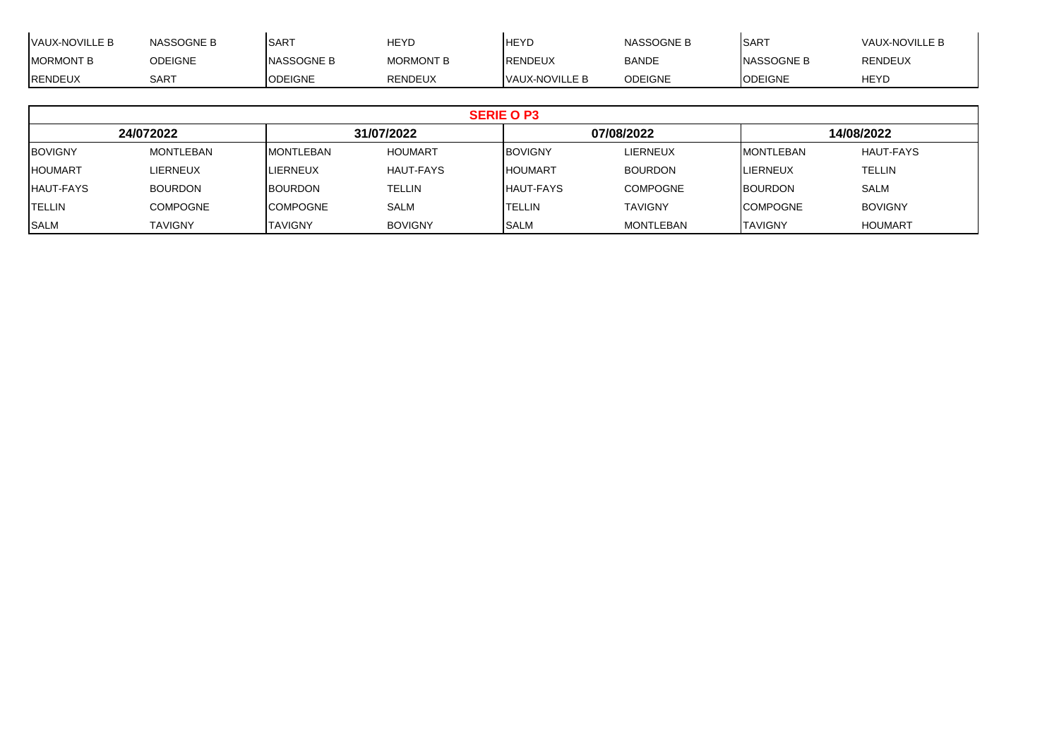| | | | | | | | |
|---|---|---|---|---|---|---|---|
| VAUX-NOVILLE B | NASSOGNE B | SART | HEYD | HEYD | NASSOGNE B | SART | VAUX-NOVILLE B |
| MORMONT B | ODEIGNE | NASSOGNE B | MORMONT B | RENDEUX | BANDE | NASSOGNE B | RENDEUX |
| RENDEUX | SART | ODEIGNE | RENDEUX | VAUX-NOVILLE B | ODEIGNE | ODEIGNE | HEYD |

| SERIE O P3 | | | | | | | |
|---|---|---|---|---|---|---|---|
| 24/072022 | | 31/07/2022 | | 07/08/2022 | | 14/08/2022 | |
| BOVIGNY | MONTLEBAN | MONTLEBAN | HOUMART | BOVIGNY | LIERNEUX | MONTLEBAN | HAUT-FAYS |
| HOUMART | LIERNEUX | LIERNEUX | HAUT-FAYS | HOUMART | BOURDON | LIERNEUX | TELLIN |
| HAUT-FAYS | BOURDON | BOURDON | TELLIN | HAUT-FAYS | COMPOGNE | BOURDON | SALM |
| TELLIN | COMPOGNE | COMPOGNE | SALM | TELLIN | TAVIGNY | COMPOGNE | BOVIGNY |
| SALM | TAVIGNY | TAVIGNY | BOVIGNY | SALM | MONTLEBAN | TAVIGNY | HOUMART |